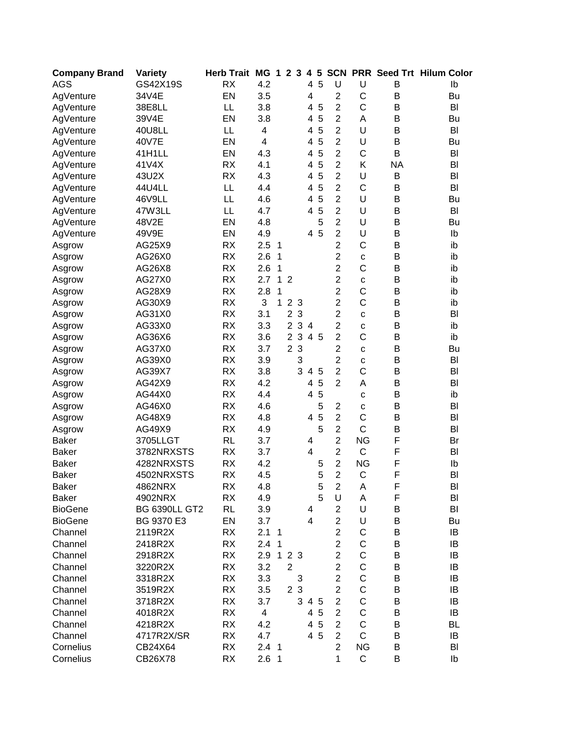| Company Brand | Variety | Herb Trait | MG | 1 | 2 | 3 | 4 | 5 | SCN | PRR | Seed Trt | Hilum Color |
|---|---|---|---|---|---|---|---|---|---|---|---|---|
| AGS | GS42X19S | RX | 4.2 | | | | 4 | 5 | U | U | B | Ib |
| AgVenture | 34V4E | EN | 3.5 | | | | 4 | | 2 | C | B | Bu |
| AgVenture | 38E8LL | LL | 3.8 | | | | 4 | 5 | 2 | C | B | Bl |
| AgVenture | 39V4E | EN | 3.8 | | | | 4 | 5 | 2 | A | B | Bu |
| AgVenture | 40U8LL | LL | 4 | | | | 4 | 5 | 2 | U | B | Bl |
| AgVenture | 40V7E | EN | 4 | | | | 4 | 5 | 2 | U | B | Bu |
| AgVenture | 41H1LL | EN | 4.3 | | | | 4 | 5 | 2 | C | B | Bl |
| AgVenture | 41V4X | RX | 4.1 | | | | 4 | 5 | 2 | K | NA | Bl |
| AgVenture | 43U2X | RX | 4.3 | | | | 4 | 5 | 2 | U | B | Bl |
| AgVenture | 44U4LL | LL | 4.4 | | | | 4 | 5 | 2 | C | B | Bl |
| AgVenture | 46V9LL | LL | 4.6 | | | | 4 | 5 | 2 | U | B | Bu |
| AgVenture | 47W3LL | LL | 4.7 | | | | 4 | 5 | 2 | U | B | Bl |
| AgVenture | 48V2E | EN | 4.8 | | | | | 5 | 2 | U | B | Bu |
| AgVenture | 49V9E | EN | 4.9 | | | | 4 | 5 | 2 | U | B | Ib |
| Asgrow | AG25X9 | RX | 2.5 | 1 | | | | | 2 | C | B | ib |
| Asgrow | AG26X0 | RX | 2.6 | 1 | | | | | 2 | c | B | ib |
| Asgrow | AG26X8 | RX | 2.6 | 1 | | | | | 2 | C | B | ib |
| Asgrow | AG27X0 | RX | 2.7 | 1 | 2 | | | | 2 | c | B | ib |
| Asgrow | AG28X9 | RX | 2.8 | 1 | | | | | 2 | C | B | ib |
| Asgrow | AG30X9 | RX | 3 | 1 | 2 | 3 | | | 2 | C | B | ib |
| Asgrow | AG31X0 | RX | 3.1 | | 2 | 3 | | | 2 | c | B | Bl |
| Asgrow | AG33X0 | RX | 3.3 | | 2 | 3 | 4 | | 2 | c | B | ib |
| Asgrow | AG36X6 | RX | 3.6 | | 2 | 3 | 4 | 5 | 2 | C | B | ib |
| Asgrow | AG37X0 | RX | 3.7 | | 2 | 3 | | | 2 | c | B | Bu |
| Asgrow | AG39X0 | RX | 3.9 | | | 3 | | | 2 | c | B | Bl |
| Asgrow | AG39X7 | RX | 3.8 | | | 3 | 4 | 5 | 2 | C | B | Bl |
| Asgrow | AG42X9 | RX | 4.2 | | | | 4 | 5 | 2 | A | B | Bl |
| Asgrow | AG44X0 | RX | 4.4 | | | | 4 | 5 | | c | B | ib |
| Asgrow | AG46X0 | RX | 4.6 | | | | | 5 | 2 | c | B | Bl |
| Asgrow | AG48X9 | RX | 4.8 | | | | 4 | 5 | 2 | C | B | Bl |
| Asgrow | AG49X9 | RX | 4.9 | | | | | 5 | 2 | C | B | Bl |
| Baker | 3705LLGT | RL | 3.7 | | | | 4 | | 2 | NG | F | Br |
| Baker | 3782NRXSTS | RX | 3.7 | | | | 4 | | 2 | C | F | Bl |
| Baker | 4282NRXSTS | RX | 4.2 | | | | | 5 | 2 | NG | F | Ib |
| Baker | 4502NRXSTS | RX | 4.5 | | | | | 5 | 2 | C | F | Bl |
| Baker | 4862NRX | RX | 4.8 | | | | | 5 | 2 | A | F | Bl |
| Baker | 4902NRX | RX | 4.9 | | | | | 5 | U | A | F | Bl |
| BioGene | BG 6390LL GT2 | RL | 3.9 | | | | 4 | | 2 | U | B | Bl |
| BioGene | BG 9370 E3 | EN | 3.7 | | | | 4 | | 2 | U | B | Bu |
| Channel | 2119R2X | RX | 2.1 | 1 | | | | | 2 | C | B | IB |
| Channel | 2418R2X | RX | 2.4 | 1 | | | | | 2 | C | B | IB |
| Channel | 2918R2X | RX | 2.9 | 1 | 2 | 3 | | | 2 | C | B | IB |
| Channel | 3220R2X | RX | 3.2 | | 2 | | | | 2 | C | B | IB |
| Channel | 3318R2X | RX | 3.3 | | | 3 | | | 2 | C | B | IB |
| Channel | 3519R2X | RX | 3.5 | | 2 | 3 | | | 2 | C | B | IB |
| Channel | 3718R2X | RX | 3.7 | | | 3 | 4 | 5 | 2 | C | B | IB |
| Channel | 4018R2X | RX | 4 | | | | 4 | 5 | 2 | C | B | IB |
| Channel | 4218R2X | RX | 4.2 | | | | 4 | 5 | 2 | C | B | BL |
| Channel | 4717R2X/SR | RX | 4.7 | | | | 4 | 5 | 2 | C | B | IB |
| Cornelius | CB24X64 | RX | 2.4 | 1 | | | | | 2 | NG | B | Bl |
| Cornelius | CB26X78 | RX | 2.6 | 1 | | | | | 1 | C | B | Ib |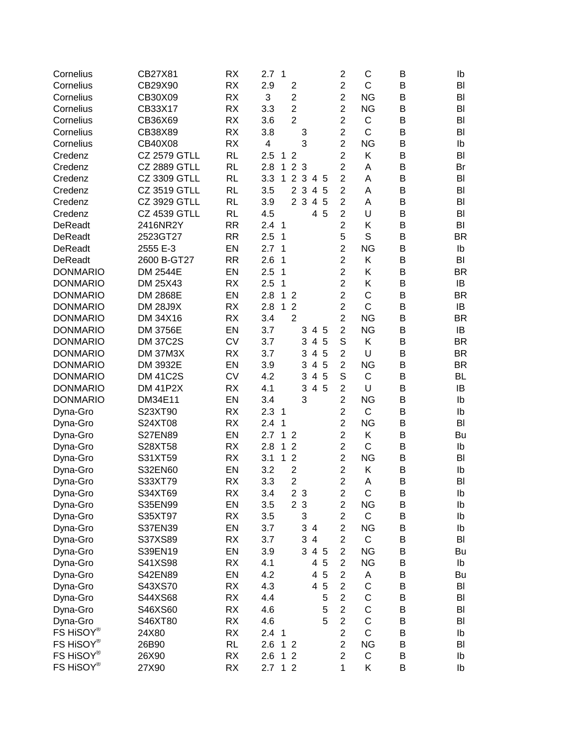| | | | | | | | | | | | | |
|---|---|---|---|---|---|---|---|---|---|---|---|---|
| Cornelius | CB27X81 | RX | 2.7 | 1 | | | | | 2 | C | B | Ib |
| Cornelius | CB29X90 | RX | 2.9 | | 2 | | | | 2 | C | B | Bl |
| Cornelius | CB30X09 | RX | 3 | | 2 | | | | 2 | NG | B | Bl |
| Cornelius | CB33X17 | RX | 3.3 | | 2 | | | | 2 | NG | B | Bl |
| Cornelius | CB36X69 | RX | 3.6 | | 2 | | | | 2 | C | B | Bl |
| Cornelius | CB38X89 | RX | 3.8 | | | 3 | | | 2 | C | B | Bl |
| Cornelius | CB40X08 | RX | 4 | | | 3 | | | 2 | NG | B | Ib |
| Credenz | CZ 2579 GTLL | RL | 2.5 | 1 | 2 | | | | 2 | K | B | Bl |
| Credenz | CZ 2889 GTLL | RL | 2.8 | 1 | 2 | 3 | | | 2 | A | B | Br |
| Credenz | CZ 3309 GTLL | RL | 3.3 | 1 | 2 | 3 | 4 | 5 | 2 | A | B | Bl |
| Credenz | CZ 3519 GTLL | RL | 3.5 | | 2 | 3 | 4 | 5 | 2 | A | B | Bl |
| Credenz | CZ 3929 GTLL | RL | 3.9 | | 2 | 3 | 4 | 5 | 2 | A | B | Bl |
| Credenz | CZ 4539 GTLL | RL | 4.5 | | | | 4 | 5 | 2 | U | B | Bl |
| DeReadt | 2416NR2Y | RR | 2.4 | 1 | | | | | 2 | K | B | BI |
| DeReadt | 2523GT27 | RR | 2.5 | 1 | | | | | 5 | S | B | BR |
| DeReadt | 2555 E-3 | EN | 2.7 | 1 | | | | | 2 | NG | B | Ib |
| DeReadt | 2600 B-GT27 | RR | 2.6 | 1 | | | | | 2 | K | B | BI |
| DONMARIO | DM 2544E | EN | 2.5 | 1 | | | | | 2 | K | B | BR |
| DONMARIO | DM 25X43 | RX | 2.5 | 1 | | | | | 2 | K | B | IB |
| DONMARIO | DM 2868E | EN | 2.8 | 1 | 2 | | | | 2 | C | B | BR |
| DONMARIO | DM 28J9X | RX | 2.8 | 1 | 2 | | | | 2 | C | B | IB |
| DONMARIO | DM 34X16 | RX | 3.4 | | 2 | | | | 2 | NG | B | BR |
| DONMARIO | DM 3756E | EN | 3.7 | | | 3 | 4 | 5 | 2 | NG | B | IB |
| DONMARIO | DM 37C2S | CV | 3.7 | | | 3 | 4 | 5 | S | K | B | BR |
| DONMARIO | DM 37M3X | RX | 3.7 | | | 3 | 4 | 5 | 2 | U | B | BR |
| DONMARIO | DM 3932E | EN | 3.9 | | | 3 | 4 | 5 | 2 | NG | B | BR |
| DONMARIO | DM 41C2S | CV | 4.2 | | | 3 | 4 | 5 | S | C | B | BL |
| DONMARIO | DM 41P2X | RX | 4.1 | | | 3 | 4 | 5 | 2 | U | B | IB |
| DONMARIO | DM34E11 | EN | 3.4 | | | 3 | | | 2 | NG | B | Ib |
| Dyna-Gro | S23XT90 | RX | 2.3 | 1 | | | | | 2 | C | B | Ib |
| Dyna-Gro | S24XT08 | RX | 2.4 | 1 | | | | | 2 | NG | B | Bl |
| Dyna-Gro | S27EN89 | EN | 2.7 | 1 | 2 | | | | 2 | K | B | Bu |
| Dyna-Gro | S28XT58 | RX | 2.8 | 1 | 2 | | | | 2 | C | B | Ib |
| Dyna-Gro | S31XT59 | RX | 3.1 | 1 | 2 | | | | 2 | NG | B | Bl |
| Dyna-Gro | S32EN60 | EN | 3.2 | | 2 | | | | 2 | K | B | Ib |
| Dyna-Gro | S33XT79 | RX | 3.3 | | 2 | | | | 2 | A | B | Bl |
| Dyna-Gro | S34XT69 | RX | 3.4 | | 2 | 3 | | | 2 | C | B | Ib |
| Dyna-Gro | S35EN99 | EN | 3.5 | | 2 | 3 | | | 2 | NG | B | Ib |
| Dyna-Gro | S35XT97 | RX | 3.5 | | | 3 | | | 2 | C | B | Ib |
| Dyna-Gro | S37EN39 | EN | 3.7 | | | 3 | 4 | | 2 | NG | B | Ib |
| Dyna-Gro | S37XS89 | RX | 3.7 | | | 3 | 4 | | 2 | C | B | Bl |
| Dyna-Gro | S39EN19 | EN | 3.9 | | | 3 | 4 | 5 | 2 | NG | B | Bu |
| Dyna-Gro | S41XS98 | RX | 4.1 | | | | 4 | 5 | 2 | NG | B | Ib |
| Dyna-Gro | S42EN89 | EN | 4.2 | | | | 4 | 5 | 2 | A | B | Bu |
| Dyna-Gro | S43XS70 | RX | 4.3 | | | | 4 | 5 | 2 | C | B | Bl |
| Dyna-Gro | S44XS68 | RX | 4.4 | | | | | 5 | 2 | C | B | Bl |
| Dyna-Gro | S46XS60 | RX | 4.6 | | | | | 5 | 2 | C | B | Bl |
| Dyna-Gro | S46XT80 | RX | 4.6 | | | | | 5 | 2 | C | B | Bl |
| FS HiSOY® | 24X80 | RX | 2.4 | 1 | | | | | 2 | C | B | Ib |
| FS HiSOY® | 26B90 | RL | 2.6 | 1 | 2 | | | | 2 | NG | B | Bl |
| FS HiSOY® | 26X90 | RX | 2.6 | 1 | 2 | | | | 2 | C | B | Ib |
| FS HiSOY® | 27X90 | RX | 2.7 | 1 | 2 | | | | 1 | K | B | Ib |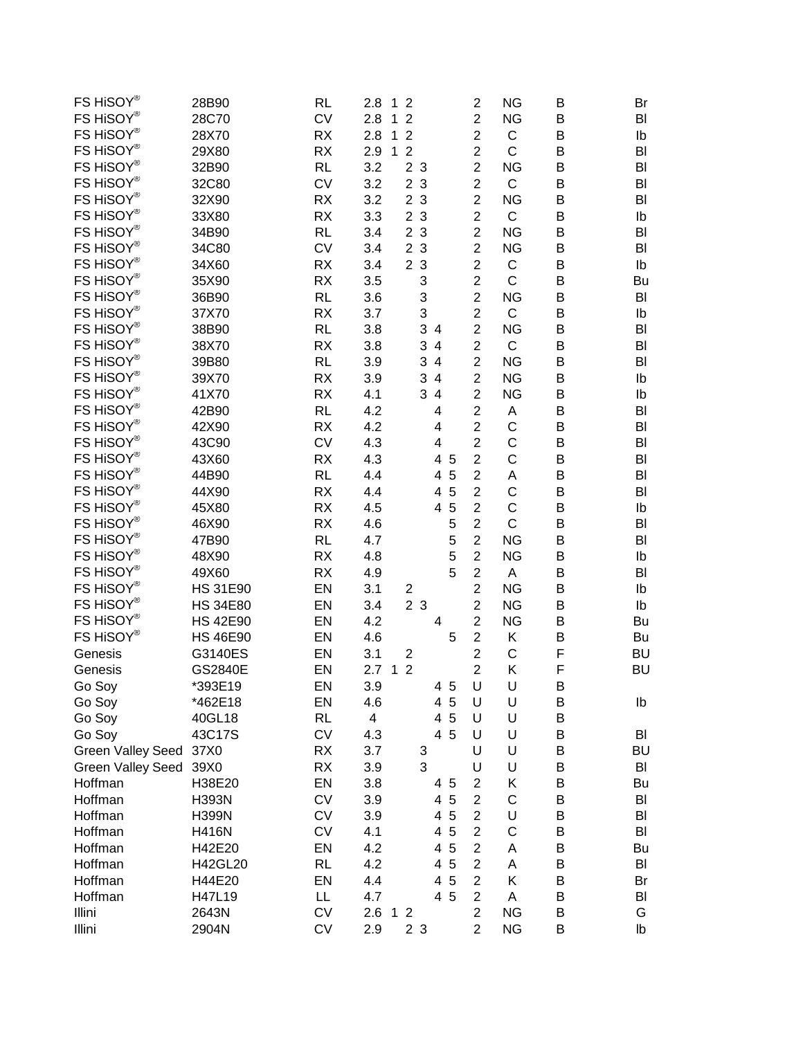| | | | | | | | | | | | | |
|---|---|---|---|---|---|---|---|---|---|---|---|---|
| FS HiSOY® | 28B90 | RL | 2.8 | 1 | 2 | | | | 2 | NG | B | Br |
| FS HiSOY® | 28C70 | CV | 2.8 | 1 | 2 | | | | 2 | NG | B | Bl |
| FS HiSOY® | 28X70 | RX | 2.8 | 1 | 2 | | | | 2 | C | B | Ib |
| FS HiSOY® | 29X80 | RX | 2.9 | 1 | 2 | | | | 2 | C | B | Bl |
| FS HiSOY® | 32B90 | RL | 3.2 | | 2 | 3 | | | 2 | NG | B | Bl |
| FS HiSOY® | 32C80 | CV | 3.2 | | 2 | 3 | | | 2 | C | B | Bl |
| FS HiSOY® | 32X90 | RX | 3.2 | | 2 | 3 | | | 2 | NG | B | Bl |
| FS HiSOY® | 33X80 | RX | 3.3 | | 2 | 3 | | | 2 | C | B | Ib |
| FS HiSOY® | 34B90 | RL | 3.4 | | 2 | 3 | | | 2 | NG | B | Bl |
| FS HiSOY® | 34C80 | CV | 3.4 | | 2 | 3 | | | 2 | NG | B | Bl |
| FS HiSOY® | 34X60 | RX | 3.4 | | 2 | 3 | | | 2 | C | B | Ib |
| FS HiSOY® | 35X90 | RX | 3.5 | | | 3 | | | 2 | C | B | Bu |
| FS HiSOY® | 36B90 | RL | 3.6 | | | 3 | | | 2 | NG | B | Bl |
| FS HiSOY® | 37X70 | RX | 3.7 | | | 3 | | | 2 | C | B | Ib |
| FS HiSOY® | 38B90 | RL | 3.8 | | | 3 | 4 | | 2 | NG | B | Bl |
| FS HiSOY® | 38X70 | RX | 3.8 | | | 3 | 4 | | 2 | C | B | Bl |
| FS HiSOY® | 39B80 | RL | 3.9 | | | 3 | 4 | | 2 | NG | B | Bl |
| FS HiSOY® | 39X70 | RX | 3.9 | | | 3 | 4 | | 2 | NG | B | Ib |
| FS HiSOY® | 41X70 | RX | 4.1 | | | 3 | 4 | | 2 | NG | B | Ib |
| FS HiSOY® | 42B90 | RL | 4.2 | | | | 4 | | 2 | A | B | Bl |
| FS HiSOY® | 42X90 | RX | 4.2 | | | | 4 | | 2 | C | B | Bl |
| FS HiSOY® | 43C90 | CV | 4.3 | | | | 4 | | 2 | C | B | Bl |
| FS HiSOY® | 43X60 | RX | 4.3 | | | | 4 | 5 | 2 | C | B | Bl |
| FS HiSOY® | 44B90 | RL | 4.4 | | | | 4 | 5 | 2 | A | B | Bl |
| FS HiSOY® | 44X90 | RX | 4.4 | | | | 4 | 5 | 2 | C | B | Bl |
| FS HiSOY® | 45X80 | RX | 4.5 | | | | 4 | 5 | 2 | C | B | Ib |
| FS HiSOY® | 46X90 | RX | 4.6 | | | | | 5 | 2 | C | B | Bl |
| FS HiSOY® | 47B90 | RL | 4.7 | | | | | 5 | 2 | NG | B | Bl |
| FS HiSOY® | 48X90 | RX | 4.8 | | | | | 5 | 2 | NG | B | Ib |
| FS HiSOY® | 49X60 | RX | 4.9 | | | | | 5 | 2 | A | B | Bl |
| FS HiSOY® | HS 31E90 | EN | 3.1 | | 2 | | | | 2 | NG | B | Ib |
| FS HiSOY® | HS 34E80 | EN | 3.4 | | 2 | 3 | | | 2 | NG | B | Ib |
| FS HiSOY® | HS 42E90 | EN | 4.2 | | | | 4 | | 2 | NG | B | Bu |
| FS HiSOY® | HS 46E90 | EN | 4.6 | | | | | 5 | 2 | K | B | Bu |
| Genesis | G3140ES | EN | 3.1 | | 2 | | | | 2 | C | F | BU |
| Genesis | GS2840E | EN | 2.7 | 1 | 2 | | | | 2 | K | F | BU |
| Go Soy | *393E19 | EN | 3.9 | | | | 4 | 5 | U | U | B | |
| Go Soy | *462E18 | EN | 4.6 | | | | 4 | 5 | U | U | B | Ib |
| Go Soy | 40GL18 | RL | 4 | | | | 4 | 5 | U | U | B | |
| Go Soy | 43C17S | CV | 4.3 | | | | 4 | 5 | U | U | B | Bl |
| Green Valley Seed | 37X0 | RX | 3.7 | | | 3 | | | U | U | B | BU |
| Green Valley Seed | 39X0 | RX | 3.9 | | | 3 | | | U | U | B | Bl |
| Hoffman | H38E20 | EN | 3.8 | | | | 4 | 5 | 2 | K | B | Bu |
| Hoffman | H393N | CV | 3.9 | | | | 4 | 5 | 2 | C | B | Bl |
| Hoffman | H399N | CV | 3.9 | | | | 4 | 5 | 2 | U | B | Bl |
| Hoffman | H416N | CV | 4.1 | | | | 4 | 5 | 2 | C | B | Bl |
| Hoffman | H42E20 | EN | 4.2 | | | | 4 | 5 | 2 | A | B | Bu |
| Hoffman | H42GL20 | RL | 4.2 | | | | 4 | 5 | 2 | A | B | Bl |
| Hoffman | H44E20 | EN | 4.4 | | | | 4 | 5 | 2 | K | B | Br |
| Hoffman | H47L19 | LL | 4.7 | | | | 4 | 5 | 2 | A | B | Bl |
| Illini | 2643N | CV | 2.6 | 1 | 2 | | | | 2 | NG | B | G |
| Illini | 2904N | CV | 2.9 | | 2 | 3 | | | 2 | NG | B | Ib |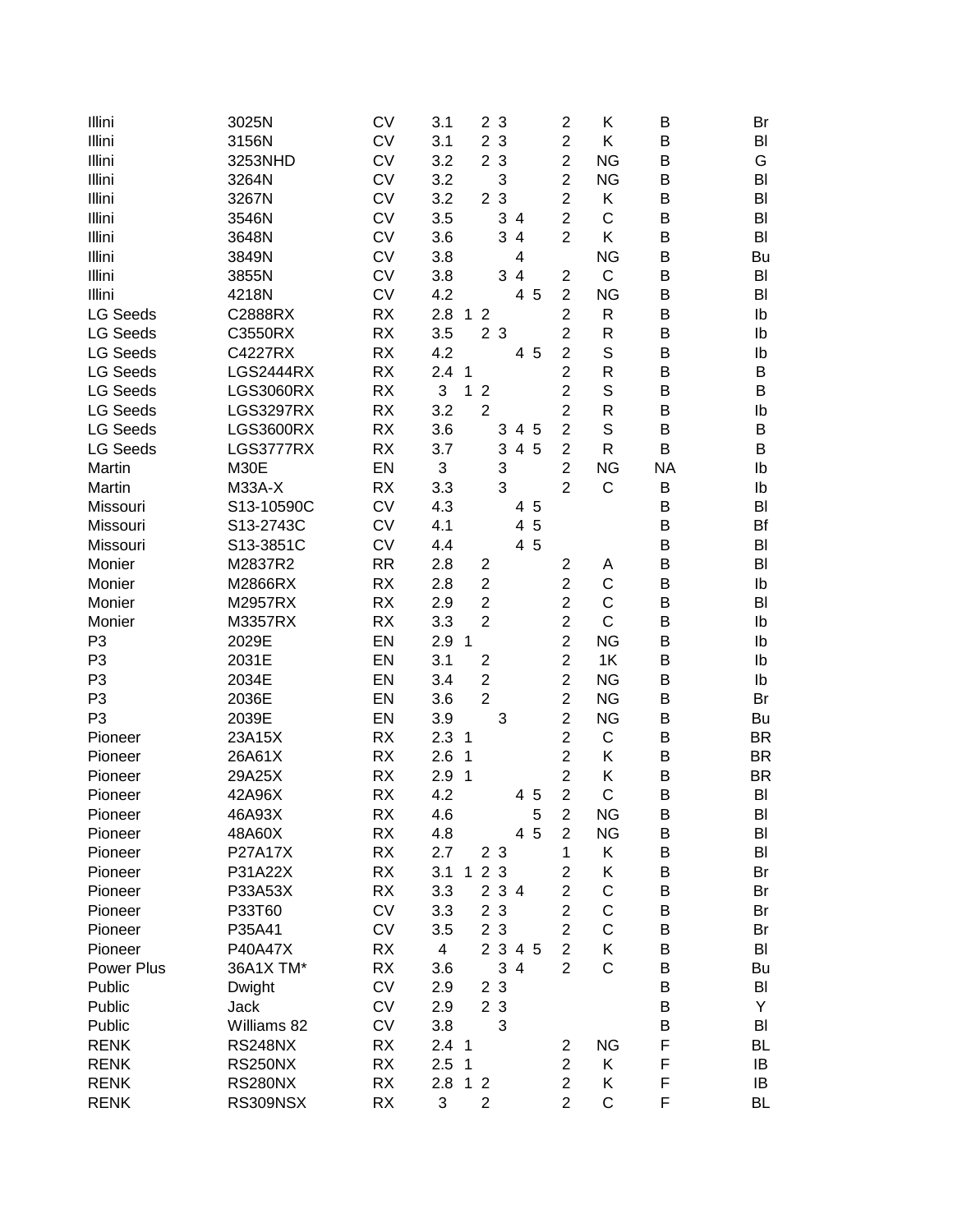| | | | | | | | | | | | | |
|---|---|---|---|---|---|---|---|---|---|---|---|---|
| Illini | 3025N | CV | 3.1 | | 2 | 3 | | | 2 | K | B | Br |
| Illini | 3156N | CV | 3.1 | | 2 | 3 | | | 2 | K | B | Bl |
| Illini | 3253NHD | CV | 3.2 | | 2 | 3 | | | 2 | NG | B | G |
| Illini | 3264N | CV | 3.2 | | | 3 | | | 2 | NG | B | Bl |
| Illini | 3267N | CV | 3.2 | | 2 | 3 | | | 2 | K | B | Bl |
| Illini | 3546N | CV | 3.5 | | | 3 | 4 | | 2 | C | B | Bl |
| Illini | 3648N | CV | 3.6 | | | 3 | 4 | | 2 | K | B | Bl |
| Illini | 3849N | CV | 3.8 | | | | 4 | | | NG | B | Bu |
| Illini | 3855N | CV | 3.8 | | | 3 | 4 | | 2 | C | B | Bl |
| Illini | 4218N | CV | 4.2 | | | | 4 | 5 | 2 | NG | B | Bl |
| LG Seeds | C2888RX | RX | 2.8 | 1 | 2 | | | | 2 | R | B | Ib |
| LG Seeds | C3550RX | RX | 3.5 | | 2 | 3 | | | 2 | R | B | Ib |
| LG Seeds | C4227RX | RX | 4.2 | | | | 4 | 5 | 2 | S | B | Ib |
| LG Seeds | LGS2444RX | RX | 2.4 | 1 | | | | | 2 | R | B | B |
| LG Seeds | LGS3060RX | RX | 3 | 1 | 2 | | | | 2 | S | B | B |
| LG Seeds | LGS3297RX | RX | 3.2 | | 2 | | | | 2 | R | B | Ib |
| LG Seeds | LGS3600RX | RX | 3.6 | | | 3 | 4 | 5 | 2 | S | B | B |
| LG Seeds | LGS3777RX | RX | 3.7 | | | 3 | 4 | 5 | 2 | R | B | B |
| Martin | M30E | EN | 3 | | | 3 | | | 2 | NG | NA | Ib |
| Martin | M33A-X | RX | 3.3 | | | 3 | | | 2 | C | B | Ib |
| Missouri | S13-10590C | CV | 4.3 | | | | 4 | 5 | | | B | Bl |
| Missouri | S13-2743C | CV | 4.1 | | | | 4 | 5 | | | B | Bf |
| Missouri | S13-3851C | CV | 4.4 | | | | 4 | 5 | | | B | Bl |
| Monier | M2837R2 | RR | 2.8 | | 2 | | | | 2 | A | B | Bl |
| Monier | M2866RX | RX | 2.8 | | 2 | | | | 2 | C | B | Ib |
| Monier | M2957RX | RX | 2.9 | | 2 | | | | 2 | C | B | Bl |
| Monier | M3357RX | RX | 3.3 | | 2 | | | | 2 | C | B | Ib |
| P3 | 2029E | EN | 2.9 | 1 | | | | | 2 | NG | B | Ib |
| P3 | 2031E | EN | 3.1 | | 2 | | | | 2 | 1K | B | Ib |
| P3 | 2034E | EN | 3.4 | | 2 | | | | 2 | NG | B | Ib |
| P3 | 2036E | EN | 3.6 | | 2 | | | | 2 | NG | B | Br |
| P3 | 2039E | EN | 3.9 | | | 3 | | | 2 | NG | B | Bu |
| Pioneer | 23A15X | RX | 2.3 | 1 | | | | | 2 | C | B | BR |
| Pioneer | 26A61X | RX | 2.6 | 1 | | | | | 2 | K | B | BR |
| Pioneer | 29A25X | RX | 2.9 | 1 | | | | | 2 | K | B | BR |
| Pioneer | 42A96X | RX | 4.2 | | | | 4 | 5 | 2 | C | B | Bl |
| Pioneer | 46A93X | RX | 4.6 | | | | | 5 | 2 | NG | B | Bl |
| Pioneer | 48A60X | RX | 4.8 | | | | 4 | 5 | 2 | NG | B | Bl |
| Pioneer | P27A17X | RX | 2.7 | | 2 | 3 | | | 1 | K | B | Bl |
| Pioneer | P31A22X | RX | 3.1 | 1 | 2 | 3 | | | 2 | K | B | Br |
| Pioneer | P33A53X | RX | 3.3 | | 2 | 3 | 4 | | 2 | C | B | Br |
| Pioneer | P33T60 | CV | 3.3 | | 2 | 3 | | | 2 | C | B | Br |
| Pioneer | P35A41 | CV | 3.5 | | 2 | 3 | | | 2 | C | B | Br |
| Pioneer | P40A47X | RX | 4 | | 2 | 3 | 4 | 5 | 2 | K | B | Bl |
| Power Plus | 36A1X TM* | RX | 3.6 | | | 3 | 4 | | 2 | C | B | Bu |
| Public | Dwight | CV | 2.9 | | 2 | 3 | | | | | B | Bl |
| Public | Jack | CV | 2.9 | | 2 | 3 | | | | | B | Y |
| Public | Williams 82 | CV | 3.8 | | | 3 | | | | | B | Bl |
| RENK | RS248NX | RX | 2.4 | 1 | | | | | 2 | NG | F | BL |
| RENK | RS250NX | RX | 2.5 | 1 | | | | | 2 | K | F | IB |
| RENK | RS280NX | RX | 2.8 | 1 | 2 | | | | 2 | K | F | IB |
| RENK | RS309NSX | RX | 3 | | 2 | | | | 2 | C | F | BL |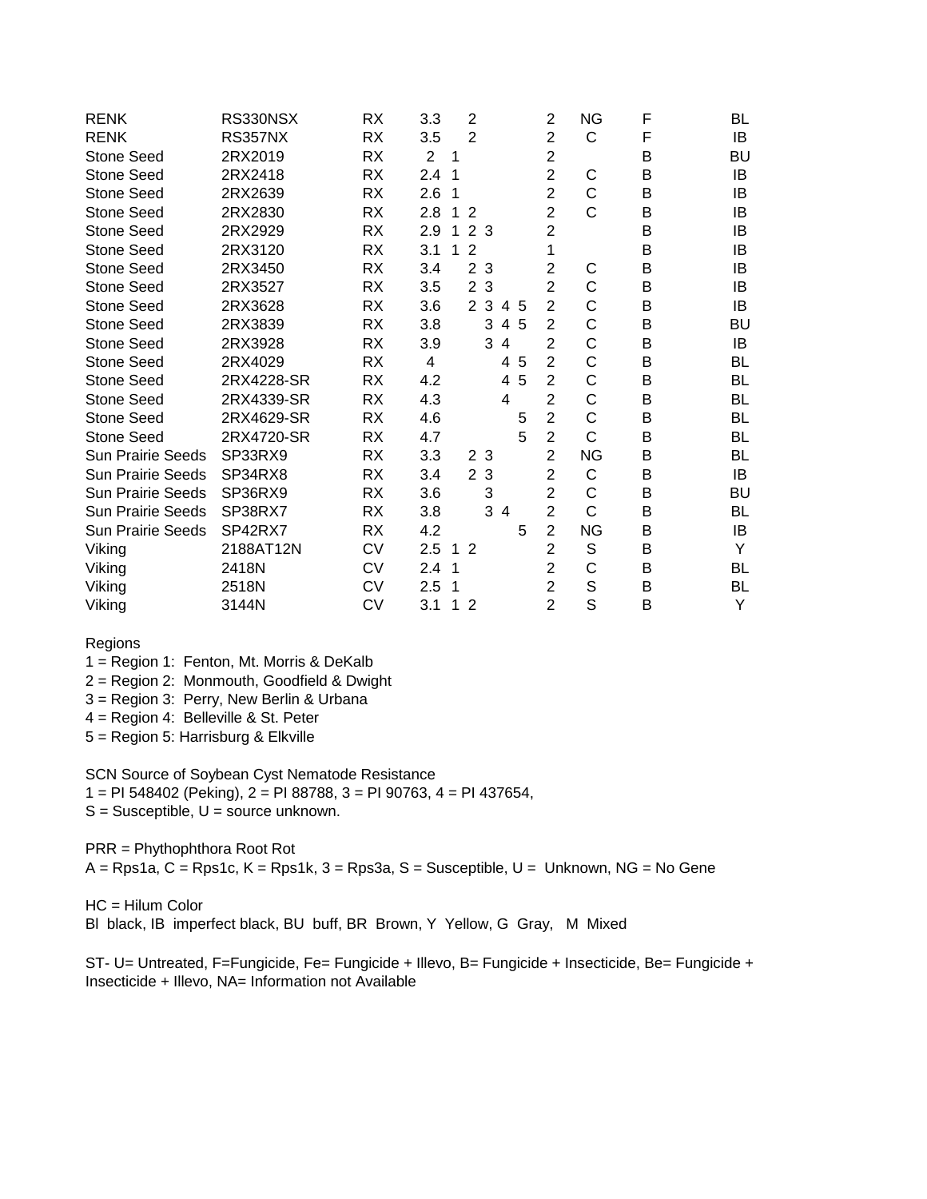| | | | | | | | | | | | | |
|---|---|---|---|---|---|---|---|---|---|---|---|---|
| RENK | RS330NSX | RX | 3.3 | | 2 | | | | 2 | NG | F | BL |
| RENK | RS357NX | RX | 3.5 | | 2 | | | | 2 | C | F | IB |
| Stone Seed | 2RX2019 | RX | 2 | 1 | | | | | 2 | | B | BU |
| Stone Seed | 2RX2418 | RX | 2.4 | 1 | | | | | 2 | C | B | IB |
| Stone Seed | 2RX2639 | RX | 2.6 | 1 | | | | | 2 | C | B | IB |
| Stone Seed | 2RX2830 | RX | 2.8 | 1 | 2 | | | | 2 | C | B | IB |
| Stone Seed | 2RX2929 | RX | 2.9 | 1 | 2 | 3 | | | 2 | | B | IB |
| Stone Seed | 2RX3120 | RX | 3.1 | 1 | 2 | | | | 1 | | B | IB |
| Stone Seed | 2RX3450 | RX | 3.4 | | 2 | 3 | | | 2 | C | B | IB |
| Stone Seed | 2RX3527 | RX | 3.5 | | 2 | 3 | | | 2 | C | B | IB |
| Stone Seed | 2RX3628 | RX | 3.6 | | 2 | 3 | 4 | 5 | 2 | C | B | IB |
| Stone Seed | 2RX3839 | RX | 3.8 | | | 3 | 4 | 5 | 2 | C | B | BU |
| Stone Seed | 2RX3928 | RX | 3.9 | | | 3 | 4 | | 2 | C | B | IB |
| Stone Seed | 2RX4029 | RX | 4 | | | | 4 | 5 | 2 | C | B | BL |
| Stone Seed | 2RX4228-SR | RX | 4.2 | | | | 4 | 5 | 2 | C | B | BL |
| Stone Seed | 2RX4339-SR | RX | 4.3 | | | | 4 | | 2 | C | B | BL |
| Stone Seed | 2RX4629-SR | RX | 4.6 | | | | | 5 | 2 | C | B | BL |
| Stone Seed | 2RX4720-SR | RX | 4.7 | | | | | 5 | 2 | C | B | BL |
| Sun Prairie Seeds | SP33RX9 | RX | 3.3 | | 2 | 3 | | | 2 | NG | B | BL |
| Sun Prairie Seeds | SP34RX8 | RX | 3.4 | | 2 | 3 | | | 2 | C | B | IB |
| Sun Prairie Seeds | SP36RX9 | RX | 3.6 | | | 3 | | | 2 | C | B | BU |
| Sun Prairie Seeds | SP38RX7 | RX | 3.8 | | | 3 | 4 | | 2 | C | B | BL |
| Sun Prairie Seeds | SP42RX7 | RX | 4.2 | | | | | 5 | 2 | NG | B | IB |
| Viking | 2188AT12N | CV | 2.5 | 1 | 2 | | | | 2 | S | B | Y |
| Viking | 2418N | CV | 2.4 | 1 | | | | | 2 | C | B | BL |
| Viking | 2518N | CV | 2.5 | 1 | | | | | 2 | S | B | BL |
| Viking | 3144N | CV | 3.1 | 1 | 2 | | | | 2 | S | B | Y |

Regions
1 = Region 1: Fenton, Mt. Morris & DeKalb
2 = Region 2: Monmouth, Goodfield & Dwight
3 = Region 3: Perry, New Berlin & Urbana
4 = Region 4: Belleville & St. Peter
5 = Region 5: Harrisburg & Elkville

SCN Source of Soybean Cyst Nematode Resistance
1 = PI 548402 (Peking), 2 = PI 88788, 3 = PI 90763, 4 = PI 437654,
S = Susceptible, U = source unknown.

PRR = Phythophthora Root Rot
A = Rps1a, C = Rps1c, K = Rps1k, 3 = Rps3a, S = Susceptible, U = Unknown, NG = No Gene

HC = Hilum Color
Bl black, IB imperfect black, BU buff, BR Brown, Y Yellow, G Gray, M Mixed

ST- U= Untreated, F=Fungicide, Fe= Fungicide + Illevo, B= Fungicide + Insecticide, Be= Fungicide + Insecticide + Illevo, NA= Information not Available